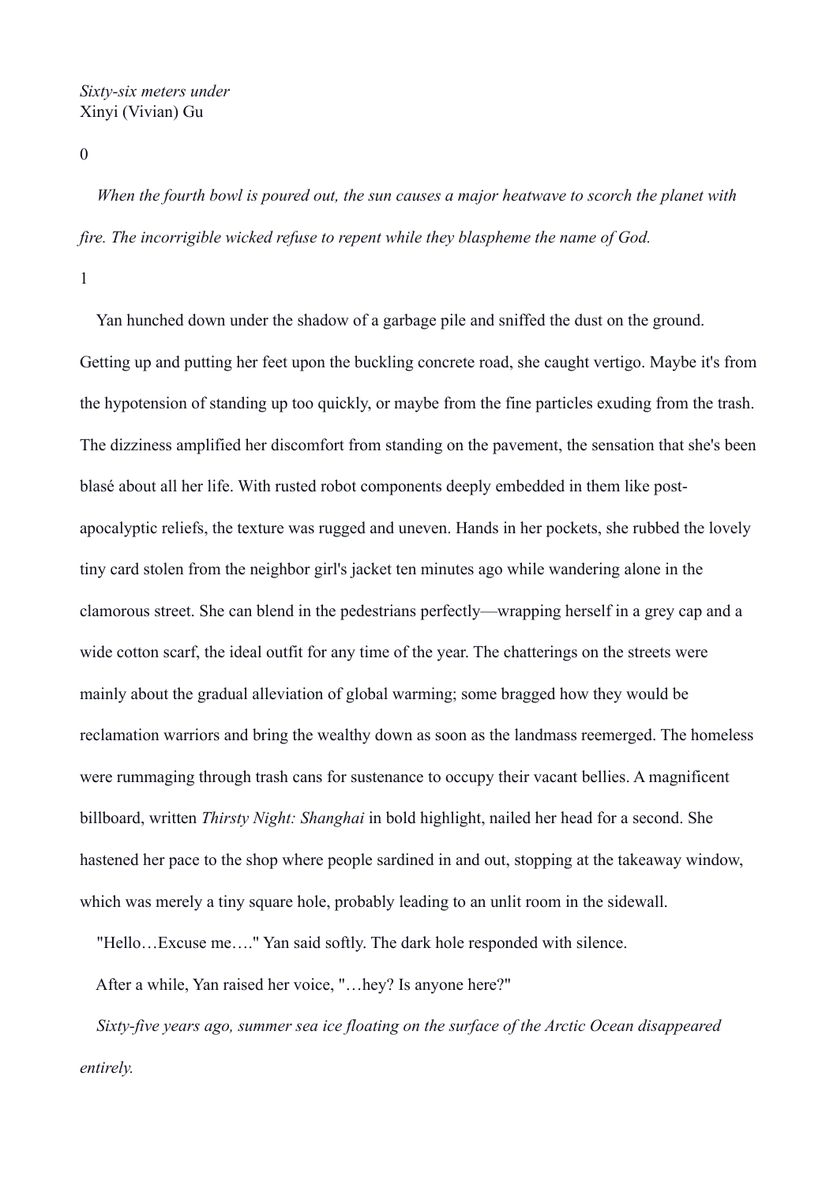*Sixty-six meters under*
Xinyi (Vivian) Gu

0

*When the fourth bowl is poured out, the sun causes a major heatwave to scorch the planet with fire. The incorrigible wicked refuse to repent while they blaspheme the name of God.*

1

Yan hunched down under the shadow of a garbage pile and sniffed the dust on the ground. Getting up and putting her feet upon the buckling concrete road, she caught vertigo. Maybe it's from the hypotension of standing up too quickly, or maybe from the fine particles exuding from the trash. The dizziness amplified her discomfort from standing on the pavement, the sensation that she's been blasé about all her life. With rusted robot components deeply embedded in them like post-apocalyptic reliefs, the texture was rugged and uneven. Hands in her pockets, she rubbed the lovely tiny card stolen from the neighbor girl's jacket ten minutes ago while wandering alone in the clamorous street. She can blend in the pedestrians perfectly—wrapping herself in a grey cap and a wide cotton scarf, the ideal outfit for any time of the year. The chatterings on the streets were mainly about the gradual alleviation of global warming; some bragged how they would be reclamation warriors and bring the wealthy down as soon as the landmass reemerged. The homeless were rummaging through trash cans for sustenance to occupy their vacant bellies. A magnificent billboard, written *Thirsty Night: Shanghai* in bold highlight, nailed her head for a second. She hastened her pace to the shop where people sardined in and out, stopping at the takeaway window, which was merely a tiny square hole, probably leading to an unlit room in the sidewall.

"Hello…Excuse me…." Yan said softly. The dark hole responded with silence.

After a while, Yan raised her voice, "…hey? Is anyone here?"

*Sixty-five years ago, summer sea ice floating on the surface of the Arctic Ocean disappeared entirely.*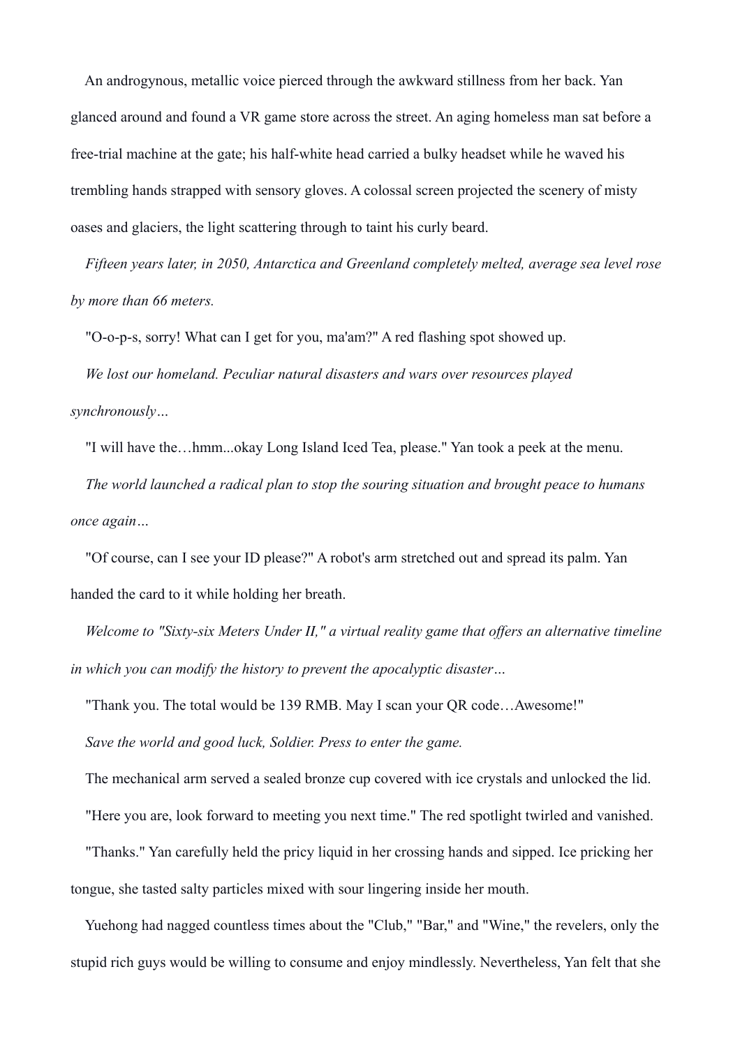An androgynous, metallic voice pierced through the awkward stillness from her back. Yan glanced around and found a VR game store across the street. An aging homeless man sat before a free-trial machine at the gate; his half-white head carried a bulky headset while he waved his trembling hands strapped with sensory gloves. A colossal screen projected the scenery of misty oases and glaciers, the light scattering through to taint his curly beard.

*Fifteen years later, in 2050, Antarctica and Greenland completely melted, average sea level rose by more than 66 meters.*

"O-o-p-s, sorry! What can I get for you, ma'am?" A red flashing spot showed up.

*We lost our homeland. Peculiar natural disasters and wars over resources played synchronously…*

"I will have the…hmm...okay Long Island Iced Tea, please." Yan took a peek at the menu.

*The world launched a radical plan to stop the souring situation and brought peace to humans once again…*

"Of course, can I see your ID please?" A robot's arm stretched out and spread its palm. Yan handed the card to it while holding her breath.

*Welcome to "Sixty-six Meters Under II," a virtual reality game that offers an alternative timeline in which you can modify the history to prevent the apocalyptic disaster…*

"Thank you. The total would be 139 RMB. May I scan your QR code…Awesome!"

*Save the world and good luck, Soldier. Press to enter the game.*

The mechanical arm served a sealed bronze cup covered with ice crystals and unlocked the lid.

"Here you are, look forward to meeting you next time." The red spotlight twirled and vanished.

"Thanks." Yan carefully held the pricy liquid in her crossing hands and sipped. Ice pricking her tongue, she tasted salty particles mixed with sour lingering inside her mouth.

Yuehong had nagged countless times about the "Club," "Bar," and "Wine," the revelers, only the stupid rich guys would be willing to consume and enjoy mindlessly. Nevertheless, Yan felt that she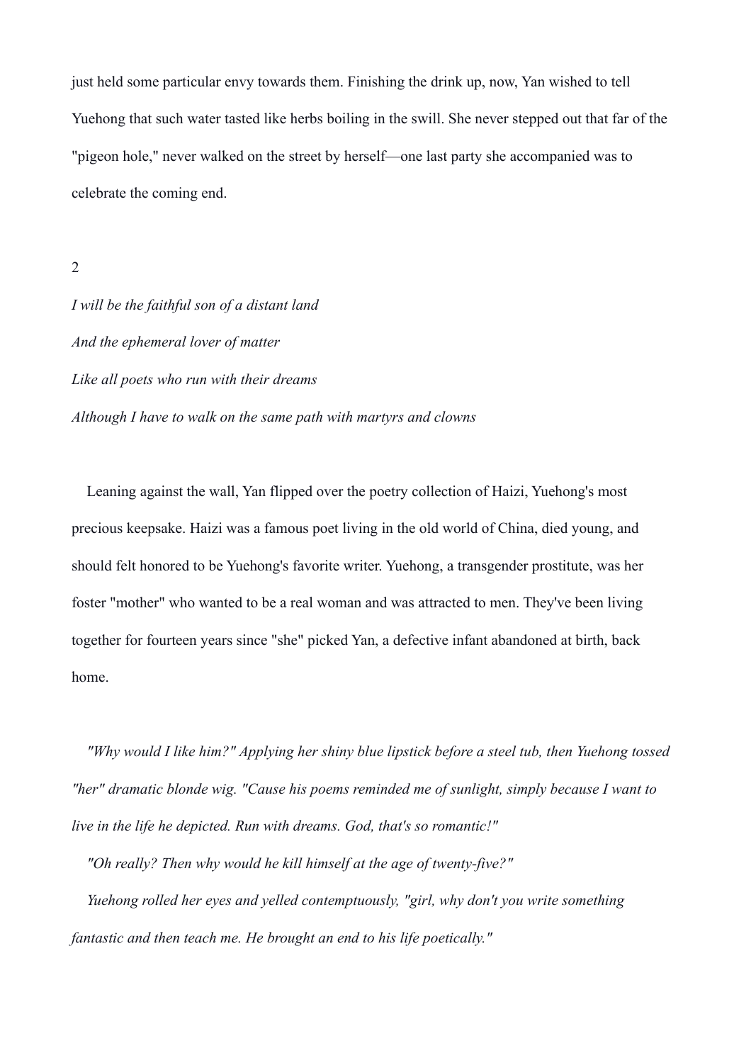just held some particular envy towards them. Finishing the drink up, now, Yan wished to tell Yuehong that such water tasted like herbs boiling in the swill. She never stepped out that far of the "pigeon hole," never walked on the street by herself—one last party she accompanied was to celebrate the coming end.

2

*I will be the faithful son of a distant land*

*And the ephemeral lover of matter*

*Like all poets who run with their dreams*

*Although I have to walk on the same path with martyrs and clowns*

Leaning against the wall, Yan flipped over the poetry collection of Haizi, Yuehong's most precious keepsake. Haizi was a famous poet living in the old world of China, died young, and should felt honored to be Yuehong's favorite writer. Yuehong, a transgender prostitute, was her foster "mother" who wanted to be a real woman and was attracted to men. They've been living together for fourteen years since "she" picked Yan, a defective infant abandoned at birth, back home.

*"Why would I like him?" Applying her shiny blue lipstick before a steel tub, then Yuehong tossed "her" dramatic blonde wig. "Cause his poems reminded me of sunlight, simply because I want to live in the life he depicted. Run with dreams. God, that's so romantic!"*

*"Oh really? Then why would he kill himself at the age of twenty-five?"*

*Yuehong rolled her eyes and yelled contemptuously, "girl, why don't you write something fantastic and then teach me. He brought an end to his life poetically."*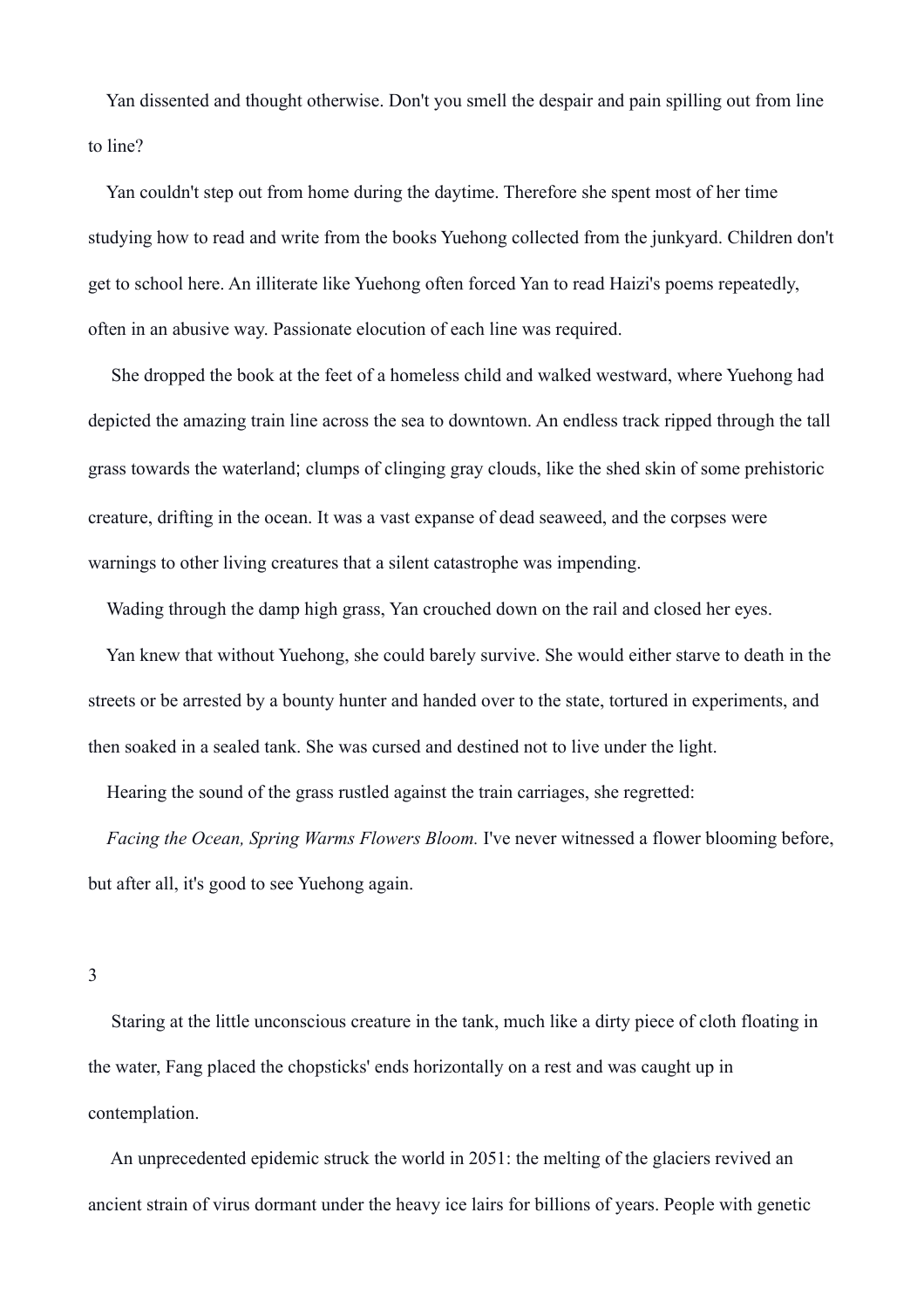Yan dissented and thought otherwise. Don't you smell the despair and pain spilling out from line to line?

Yan couldn't step out from home during the daytime. Therefore she spent most of her time studying how to read and write from the books Yuehong collected from the junkyard. Children don't get to school here. An illiterate like Yuehong often forced Yan to read Haizi's poems repeatedly, often in an abusive way. Passionate elocution of each line was required.

She dropped the book at the feet of a homeless child and walked westward, where Yuehong had depicted the amazing train line across the sea to downtown. An endless track ripped through the tall grass towards the waterland; clumps of clinging gray clouds, like the shed skin of some prehistoric creature, drifting in the ocean. It was a vast expanse of dead seaweed, and the corpses were warnings to other living creatures that a silent catastrophe was impending.

Wading through the damp high grass, Yan crouched down on the rail and closed her eyes.

Yan knew that without Yuehong, she could barely survive. She would either starve to death in the streets or be arrested by a bounty hunter and handed over to the state, tortured in experiments, and then soaked in a sealed tank. She was cursed and destined not to live under the light.

Hearing the sound of the grass rustled against the train carriages, she regretted:

*Facing the Ocean, Spring Warms Flowers Bloom.* I've never witnessed a flower blooming before, but after all, it's good to see Yuehong again.

3

Staring at the little unconscious creature in the tank, much like a dirty piece of cloth floating in the water, Fang placed the chopsticks' ends horizontally on a rest and was caught up in contemplation.

An unprecedented epidemic struck the world in 2051: the melting of the glaciers revived an ancient strain of virus dormant under the heavy ice lairs for billions of years. People with genetic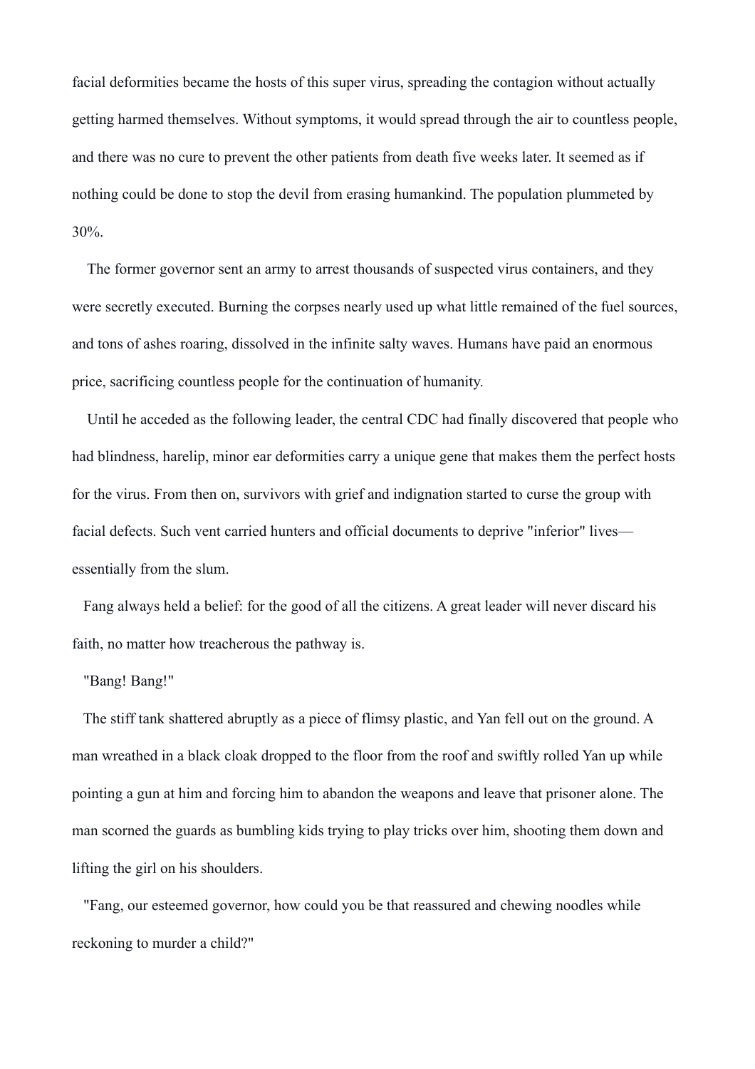facial deformities became the hosts of this super virus, spreading the contagion without actually getting harmed themselves. Without symptoms, it would spread through the air to countless people, and there was no cure to prevent the other patients from death five weeks later. It seemed as if nothing could be done to stop the devil from erasing humankind. The population plummeted by 30%.

The former governor sent an army to arrest thousands of suspected virus containers, and they were secretly executed. Burning the corpses nearly used up what little remained of the fuel sources, and tons of ashes roaring, dissolved in the infinite salty waves. Humans have paid an enormous price, sacrificing countless people for the continuation of humanity.

Until he acceded as the following leader, the central CDC had finally discovered that people who had blindness, harelip, minor ear deformities carry a unique gene that makes them the perfect hosts for the virus. From then on, survivors with grief and indignation started to curse the group with facial defects. Such vent carried hunters and official documents to deprive "inferior" lives—essentially from the slum.

Fang always held a belief: for the good of all the citizens. A great leader will never discard his faith, no matter how treacherous the pathway is.

"Bang! Bang!"

The stiff tank shattered abruptly as a piece of flimsy plastic, and Yan fell out on the ground. A man wreathed in a black cloak dropped to the floor from the roof and swiftly rolled Yan up while pointing a gun at him and forcing him to abandon the weapons and leave that prisoner alone. The man scorned the guards as bumbling kids trying to play tricks over him, shooting them down and lifting the girl on his shoulders.

"Fang, our esteemed governor, how could you be that reassured and chewing noodles while reckoning to murder a child?"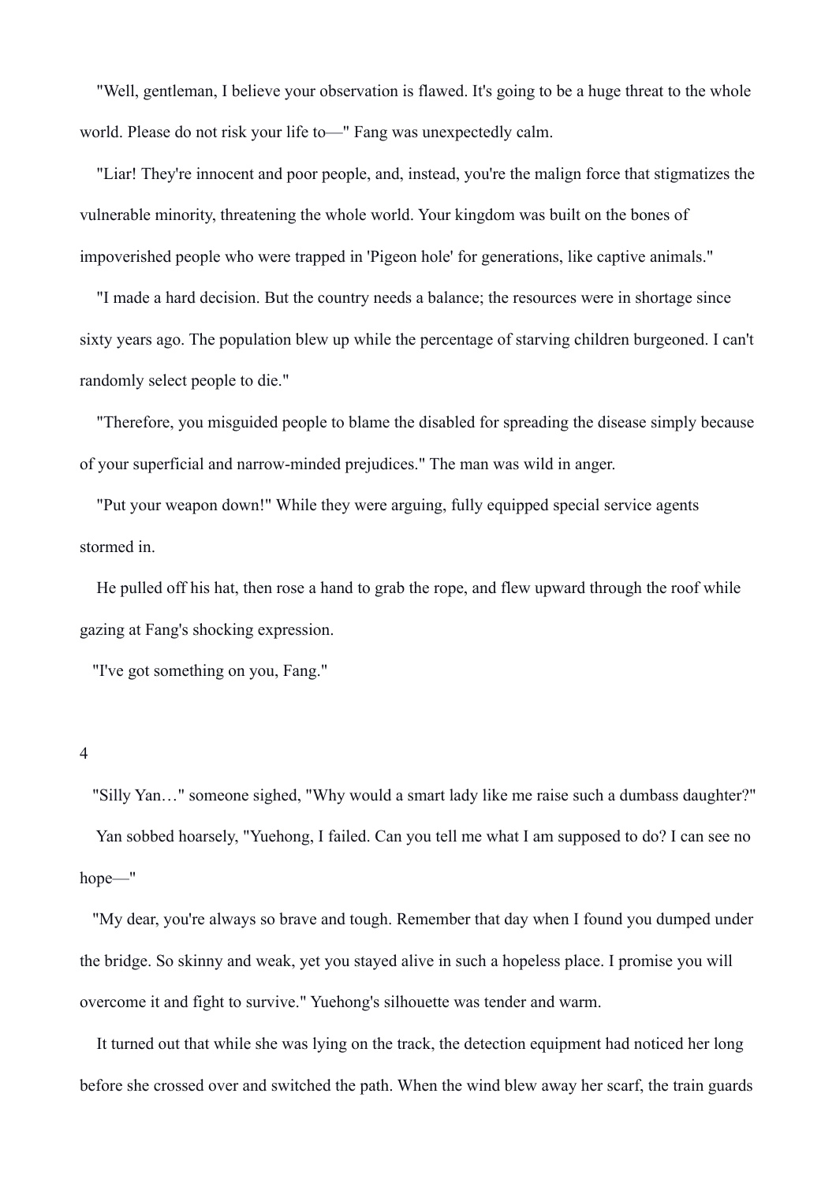"Well, gentleman, I believe your observation is flawed. It's going to be a huge threat to the whole world. Please do not risk your life to—" Fang was unexpectedly calm.

"Liar! They're innocent and poor people, and, instead, you're the malign force that stigmatizes the vulnerable minority, threatening the whole world. Your kingdom was built on the bones of impoverished people who were trapped in 'Pigeon hole' for generations, like captive animals."

"I made a hard decision. But the country needs a balance; the resources were in shortage since sixty years ago. The population blew up while the percentage of starving children burgeoned. I can't randomly select people to die."

"Therefore, you misguided people to blame the disabled for spreading the disease simply because of your superficial and narrow-minded prejudices." The man was wild in anger.

"Put your weapon down!" While they were arguing, fully equipped special service agents stormed in.

He pulled off his hat, then rose a hand to grab the rope, and flew upward through the roof while gazing at Fang's shocking expression.

"I've got something on you, Fang."

## 4

"Silly Yan…" someone sighed, "Why would a smart lady like me raise such a dumbass daughter?"

Yan sobbed hoarsely, "Yuehong, I failed. Can you tell me what I am supposed to do? I can see no hope—"

"My dear, you're always so brave and tough. Remember that day when I found you dumped under the bridge. So skinny and weak, yet you stayed alive in such a hopeless place. I promise you will overcome it and fight to survive." Yuehong's silhouette was tender and warm.

It turned out that while she was lying on the track, the detection equipment had noticed her long before she crossed over and switched the path. When the wind blew away her scarf, the train guards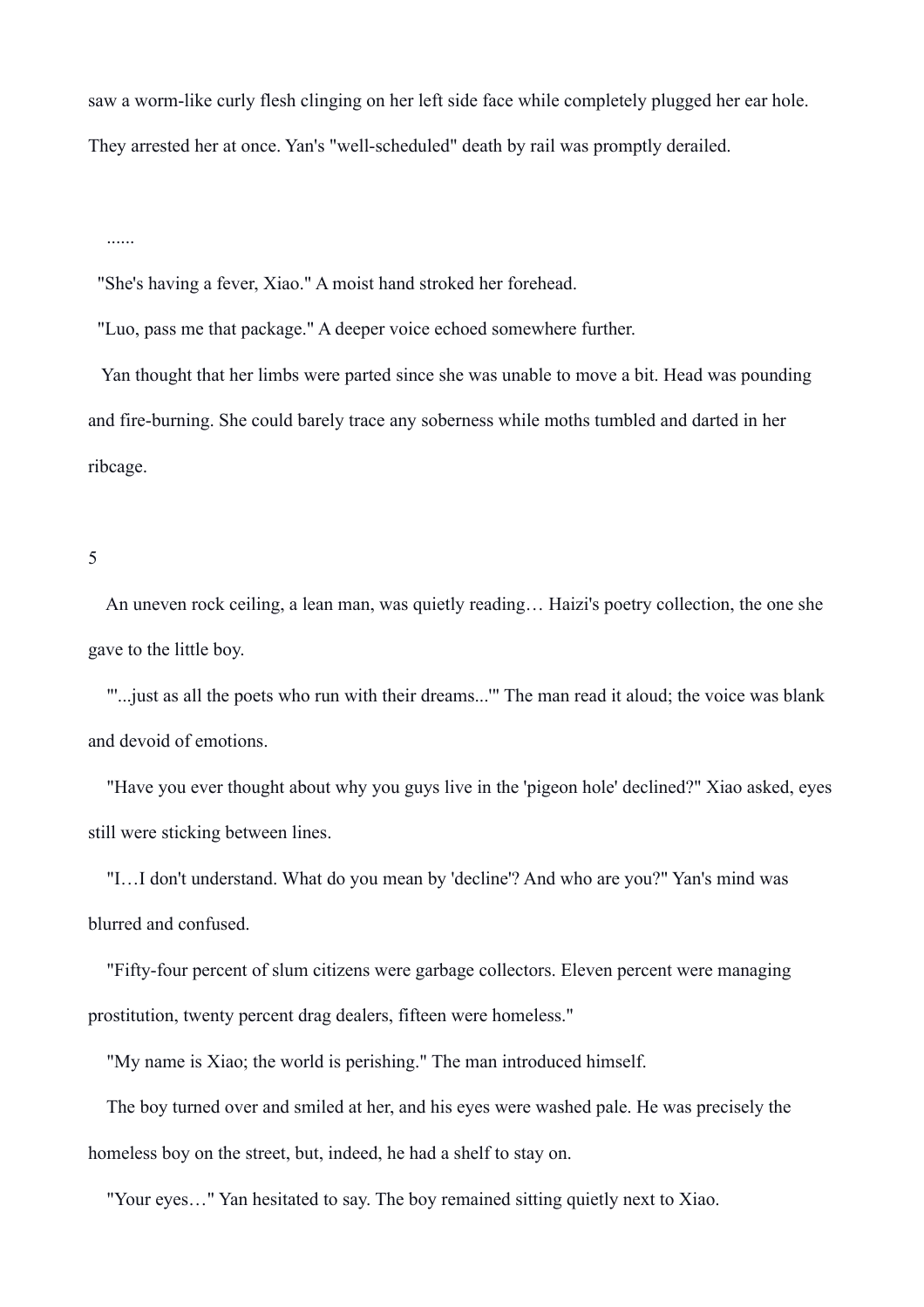saw a worm-like curly flesh clinging on her left side face while completely plugged her ear hole. They arrested her at once. Yan's "well-scheduled" death by rail was promptly derailed.

......

"She's having a fever, Xiao." A moist hand stroked her forehead.

"Luo, pass me that package." A deeper voice echoed somewhere further.

Yan thought that her limbs were parted since she was unable to move a bit. Head was pounding and fire-burning. She could barely trace any soberness while moths tumbled and darted in her ribcage.

## 5

An uneven rock ceiling, a lean man, was quietly reading… Haizi's poetry collection, the one she gave to the little boy.

"'...just as all the poets who run with their dreams...'" The man read it aloud; the voice was blank and devoid of emotions.

"Have you ever thought about why you guys live in the 'pigeon hole' declined?" Xiao asked, eyes still were sticking between lines.

"I…I don't understand. What do you mean by 'decline'? And who are you?" Yan's mind was blurred and confused.

"Fifty-four percent of slum citizens were garbage collectors. Eleven percent were managing prostitution, twenty percent drag dealers, fifteen were homeless."

"My name is Xiao; the world is perishing." The man introduced himself.

The boy turned over and smiled at her, and his eyes were washed pale. He was precisely the homeless boy on the street, but, indeed, he had a shelf to stay on.

"Your eyes…" Yan hesitated to say. The boy remained sitting quietly next to Xiao.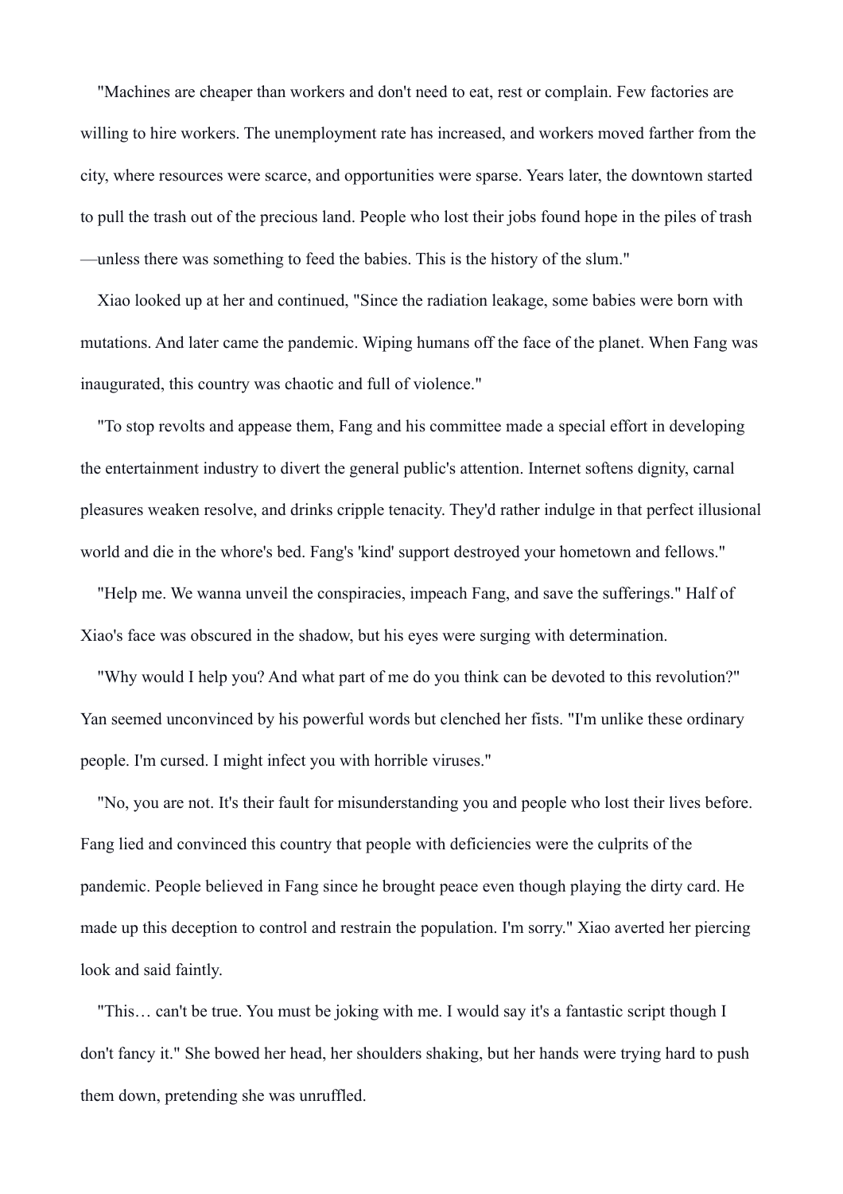"Machines are cheaper than workers and don't need to eat, rest or complain. Few factories are willing to hire workers. The unemployment rate has increased, and workers moved farther from the city, where resources were scarce, and opportunities were sparse. Years later, the downtown started to pull the trash out of the precious land. People who lost their jobs found hope in the piles of trash—unless there was something to feed the babies. This is the history of the slum."

Xiao looked up at her and continued, "Since the radiation leakage, some babies were born with mutations. And later came the pandemic. Wiping humans off the face of the planet. When Fang was inaugurated, this country was chaotic and full of violence."

"To stop revolts and appease them, Fang and his committee made a special effort in developing the entertainment industry to divert the general public's attention. Internet softens dignity, carnal pleasures weaken resolve, and drinks cripple tenacity. They'd rather indulge in that perfect illusional world and die in the whore's bed. Fang's 'kind' support destroyed your hometown and fellows."

"Help me. We wanna unveil the conspiracies, impeach Fang, and save the sufferings." Half of Xiao's face was obscured in the shadow, but his eyes were surging with determination.

"Why would I help you? And what part of me do you think can be devoted to this revolution?" Yan seemed unconvinced by his powerful words but clenched her fists. "I'm unlike these ordinary people. I'm cursed. I might infect you with horrible viruses."

"No, you are not. It's their fault for misunderstanding you and people who lost their lives before. Fang lied and convinced this country that people with deficiencies were the culprits of the pandemic. People believed in Fang since he brought peace even though playing the dirty card. He made up this deception to control and restrain the population. I'm sorry." Xiao averted her piercing look and said faintly.

"This… can't be true. You must be joking with me. I would say it's a fantastic script though I don't fancy it." She bowed her head, her shoulders shaking, but her hands were trying hard to push them down, pretending she was unruffled.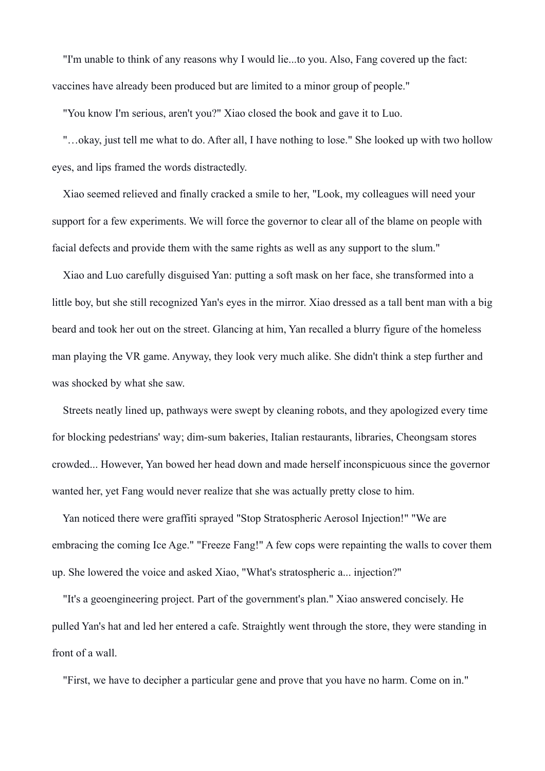"I'm unable to think of any reasons why I would lie...to you. Also, Fang covered up the fact: vaccines have already been produced but are limited to a minor group of people."

"You know I'm serious, aren't you?" Xiao closed the book and gave it to Luo.

"…okay, just tell me what to do. After all, I have nothing to lose." She looked up with two hollow eyes, and lips framed the words distractedly.

Xiao seemed relieved and finally cracked a smile to her, "Look, my colleagues will need your support for a few experiments. We will force the governor to clear all of the blame on people with facial defects and provide them with the same rights as well as any support to the slum."

Xiao and Luo carefully disguised Yan: putting a soft mask on her face, she transformed into a little boy, but she still recognized Yan's eyes in the mirror. Xiao dressed as a tall bent man with a big beard and took her out on the street. Glancing at him, Yan recalled a blurry figure of the homeless man playing the VR game. Anyway, they look very much alike. She didn't think a step further and was shocked by what she saw.

Streets neatly lined up, pathways were swept by cleaning robots, and they apologized every time for blocking pedestrians' way; dim-sum bakeries, Italian restaurants, libraries, Cheongsam stores crowded... However, Yan bowed her head down and made herself inconspicuous since the governor wanted her, yet Fang would never realize that she was actually pretty close to him.

Yan noticed there were graffiti sprayed "Stop Stratospheric Aerosol Injection!" "We are embracing the coming Ice Age." "Freeze Fang!" A few cops were repainting the walls to cover them up. She lowered the voice and asked Xiao, "What's stratospheric a... injection?"

"It's a geoengineering project. Part of the government's plan." Xiao answered concisely. He pulled Yan's hat and led her entered a cafe. Straightly went through the store, they were standing in front of a wall.

"First, we have to decipher a particular gene and prove that you have no harm. Come on in."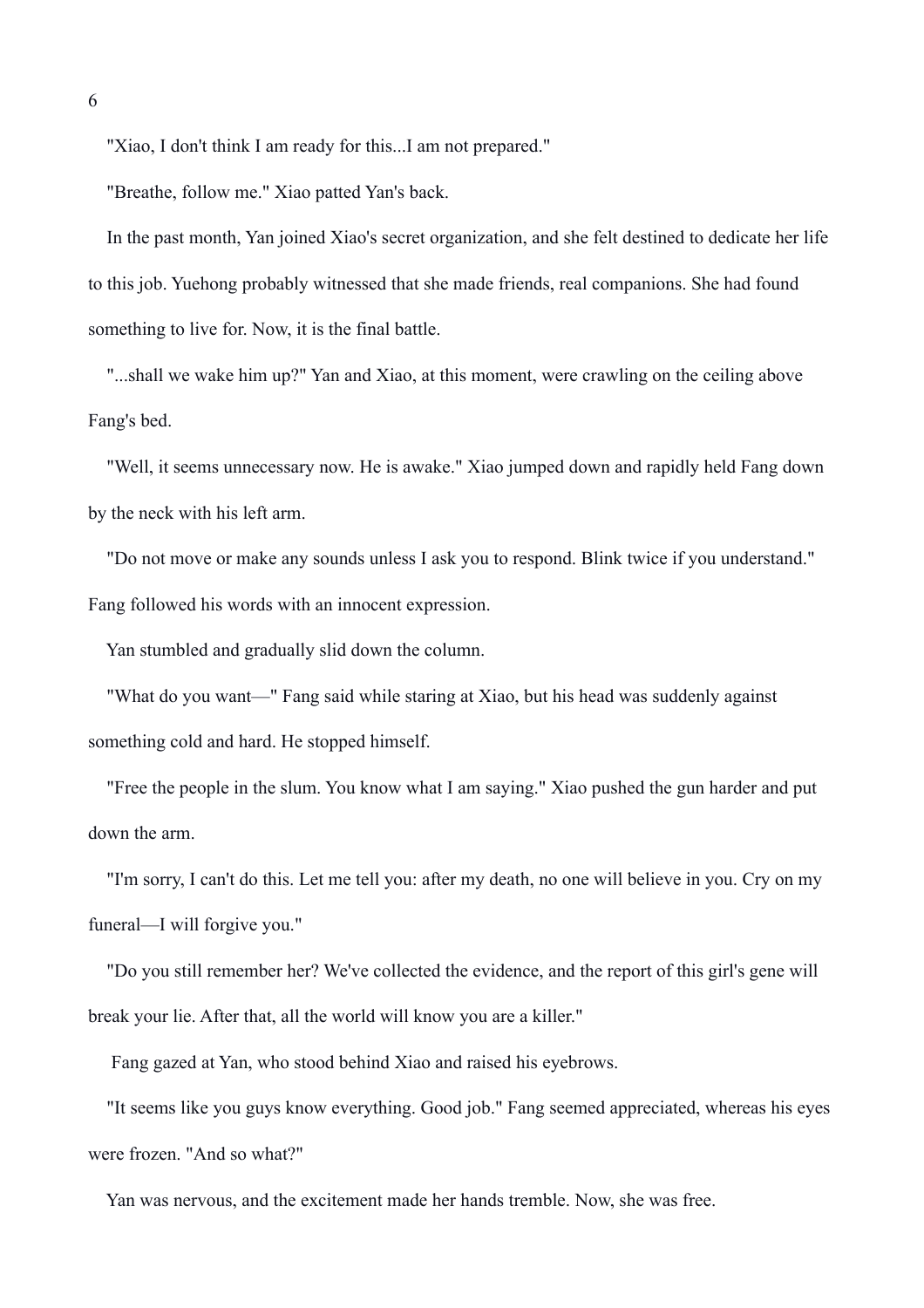"Xiao, I don't think I am ready for this...I am not prepared."

"Breathe, follow me." Xiao patted Yan's back.

In the past month, Yan joined Xiao's secret organization, and she felt destined to dedicate her life to this job. Yuehong probably witnessed that she made friends, real companions. She had found something to live for. Now, it is the final battle.

"...shall we wake him up?" Yan and Xiao, at this moment, were crawling on the ceiling above Fang's bed.

"Well, it seems unnecessary now. He is awake." Xiao jumped down and rapidly held Fang down by the neck with his left arm.

"Do not move or make any sounds unless I ask you to respond. Blink twice if you understand." Fang followed his words with an innocent expression.

Yan stumbled and gradually slid down the column.

"What do you want—" Fang said while staring at Xiao, but his head was suddenly against something cold and hard. He stopped himself.

"Free the people in the slum. You know what I am saying." Xiao pushed the gun harder and put down the arm.

"I'm sorry, I can't do this. Let me tell you: after my death, no one will believe in you. Cry on my funeral—I will forgive you."

"Do you still remember her? We've collected the evidence, and the report of this girl's gene will break your lie. After that, all the world will know you are a killer."

Fang gazed at Yan, who stood behind Xiao and raised his eyebrows.

"It seems like you guys know everything. Good job." Fang seemed appreciated, whereas his eyes were frozen. "And so what?"

Yan was nervous, and the excitement made her hands tremble. Now, she was free.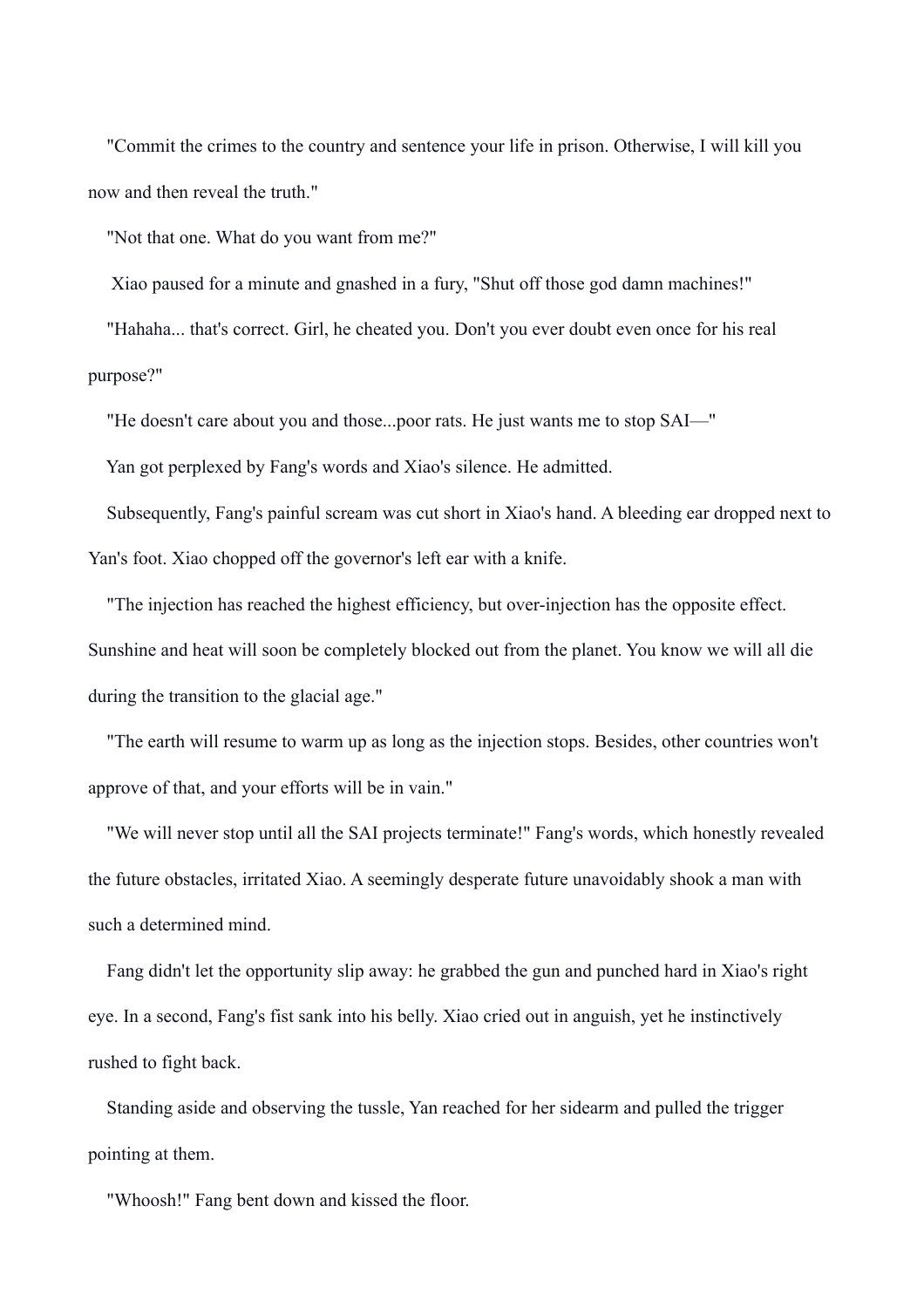"Commit the crimes to the country and sentence your life in prison. Otherwise, I will kill you now and then reveal the truth."

"Not that one. What do you want from me?"

Xiao paused for a minute and gnashed in a fury, "Shut off those god damn machines!"

"Hahaha... that's correct. Girl, he cheated you. Don't you ever doubt even once for his real purpose?"

"He doesn't care about you and those...poor rats. He just wants me to stop SAI—"

Yan got perplexed by Fang's words and Xiao's silence. He admitted.

Subsequently, Fang's painful scream was cut short in Xiao's hand. A bleeding ear dropped next to Yan's foot. Xiao chopped off the governor's left ear with a knife.

"The injection has reached the highest efficiency, but over-injection has the opposite effect. Sunshine and heat will soon be completely blocked out from the planet. You know we will all die during the transition to the glacial age."

"The earth will resume to warm up as long as the injection stops. Besides, other countries won't approve of that, and your efforts will be in vain."

"We will never stop until all the SAI projects terminate!" Fang's words, which honestly revealed the future obstacles, irritated Xiao. A seemingly desperate future unavoidably shook a man with such a determined mind.

Fang didn't let the opportunity slip away: he grabbed the gun and punched hard in Xiao's right eye. In a second, Fang's fist sank into his belly. Xiao cried out in anguish, yet he instinctively rushed to fight back.

Standing aside and observing the tussle, Yan reached for her sidearm and pulled the trigger pointing at them.

"Whoosh!" Fang bent down and kissed the floor.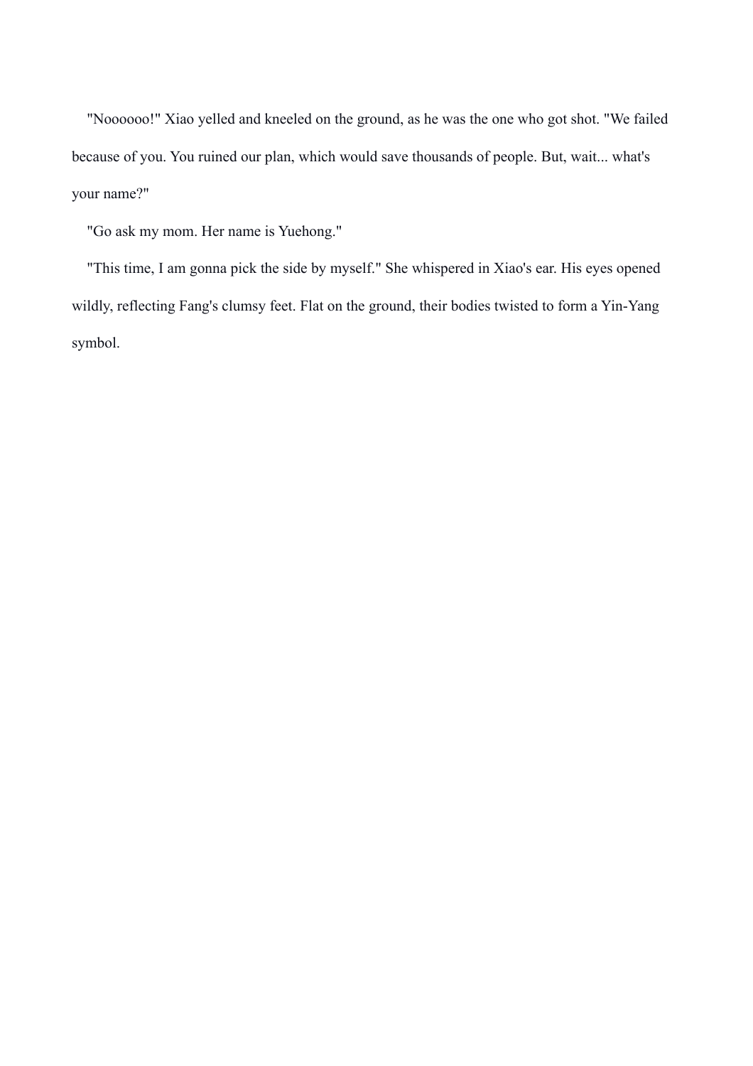"Noooooo!" Xiao yelled and kneeled on the ground, as he was the one who got shot. "We failed because of you. You ruined our plan, which would save thousands of people. But, wait... what's your name?"

"Go ask my mom. Her name is Yuehong."

"This time, I am gonna pick the side by myself." She whispered in Xiao's ear. His eyes opened wildly, reflecting Fang's clumsy feet. Flat on the ground, their bodies twisted to form a Yin-Yang symbol.